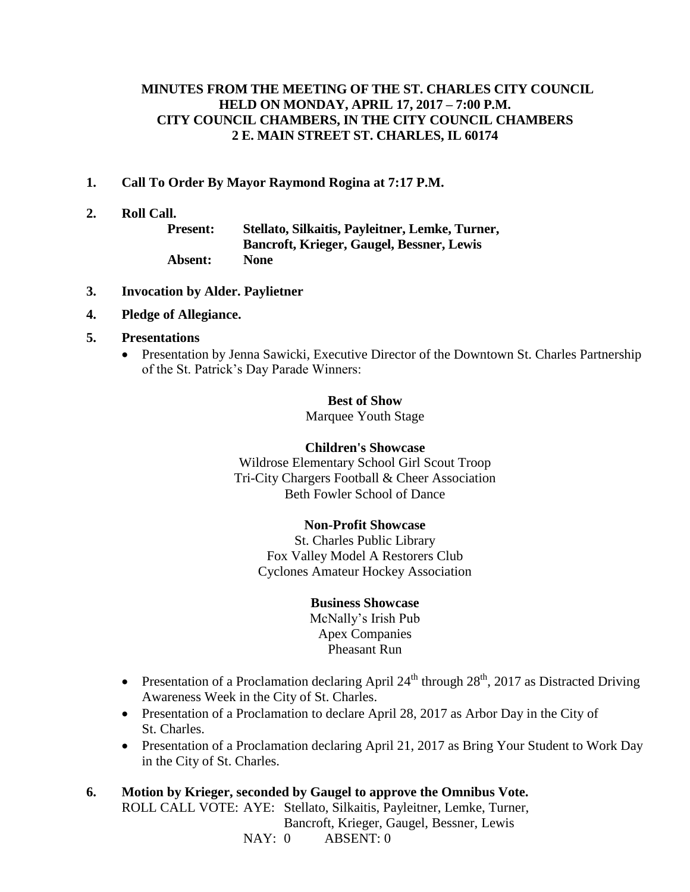**MINUTES FROM THE MEETING OF THE ST. CHARLES CITY COUNCIL HELD ON MONDAY, APRIL 17, 2017 – 7:00 P.M. CITY COUNCIL CHAMBERS, IN THE CITY COUNCIL CHAMBERS 2 E. MAIN STREET ST. CHARLES, IL 60174**

1. **Call To Order By Mayor Raymond Rogina at 7:17 P.M.**

2. **Roll Call.**

   **Present: Stellato, Silkaitis, Payleitner, Lemke, Turner, Bancroft, Krieger, Gaugel, Bessner, Lewis**

   **Absent: None**

3. **Invocation by Alder. Paylietner**

4. **Pledge of Allegiance.**

5. **Presentations**
   - Presentation by Jenna Sawicki, Executive Director of the Downtown St. Charles Partnership of the St. Patrick's Day Parade Winners:

     **Best of Show**
     Marquee Youth Stage

     **Children's Showcase**
     Wildrose Elementary School Girl Scout Troop
     Tri-City Chargers Football & Cheer Association
     Beth Fowler School of Dance

     **Non-Profit Showcase**
     St. Charles Public Library
     Fox Valley Model A Restorers Club
     Cyclones Amateur Hockey Association

     **Business Showcase**
     McNally's Irish Pub
     Apex Companies
     Pheasant Run

   - Presentation of a Proclamation declaring April 24th through 28th, 2017 as Distracted Driving Awareness Week in the City of St. Charles.
   - Presentation of a Proclamation to declare April 28, 2017 as Arbor Day in the City of St. Charles.
   - Presentation of a Proclamation declaring April 21, 2017 as Bring Your Student to Work Day in the City of St. Charles.

6. **Motion by Krieger, seconded by Gaugel to approve the Omnibus Vote.**

   ROLL CALL VOTE: AYE: Stellato, Silkaitis, Payleitner, Lemke, Turner, Bancroft, Krieger, Gaugel, Bessner, Lewis

   NAY: 0 ABSENT: 0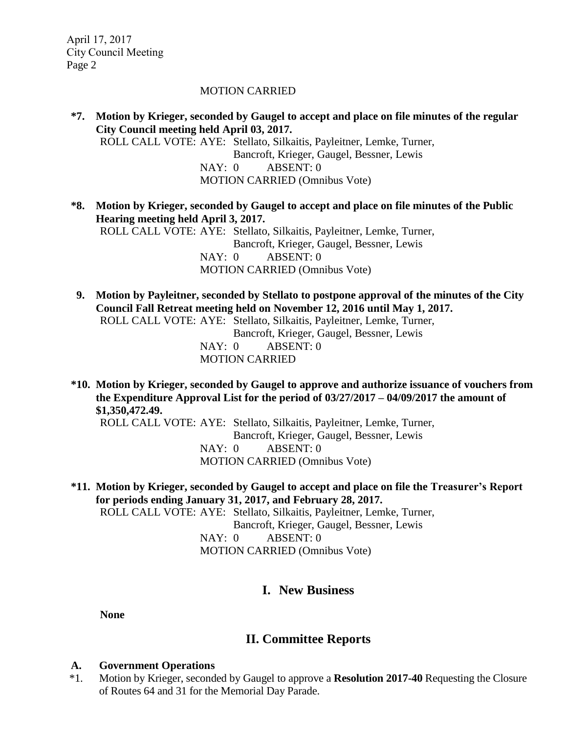MOTION CARRIED

**\*7. Motion by Krieger, seconded by Gaugel to accept and place on file minutes of the regular City Council meeting held April 03, 2017.**

ROLL CALL VOTE: AYE: Stellato, Silkaitis, Payleitner, Lemke, Turner, Bancroft, Krieger, Gaugel, Bessner, Lewis
NAY: 0 ABSENT: 0
MOTION CARRIED (Omnibus Vote)

**\*8. Motion by Krieger, seconded by Gaugel to accept and place on file minutes of the Public Hearing meeting held April 3, 2017.**

ROLL CALL VOTE: AYE: Stellato, Silkaitis, Payleitner, Lemke, Turner, Bancroft, Krieger, Gaugel, Bessner, Lewis
NAY: 0 ABSENT: 0
MOTION CARRIED (Omnibus Vote)

**9. Motion by Payleitner, seconded by Stellato to postpone approval of the minutes of the City Council Fall Retreat meeting held on November 12, 2016 until May 1, 2017.**

ROLL CALL VOTE: AYE: Stellato, Silkaitis, Payleitner, Lemke, Turner, Bancroft, Krieger, Gaugel, Bessner, Lewis
NAY: 0 ABSENT: 0
MOTION CARRIED

**\*10. Motion by Krieger, seconded by Gaugel to approve and authorize issuance of vouchers from the Expenditure Approval List for the period of 03/27/2017 – 04/09/2017 the amount of $1,350,472.49.**

ROLL CALL VOTE: AYE: Stellato, Silkaitis, Payleitner, Lemke, Turner, Bancroft, Krieger, Gaugel, Bessner, Lewis
NAY: 0 ABSENT: 0
MOTION CARRIED (Omnibus Vote)

**\*11. Motion by Krieger, seconded by Gaugel to accept and place on file the Treasurer's Report for periods ending January 31, 2017, and February 28, 2017.**

ROLL CALL VOTE: AYE: Stellato, Silkaitis, Payleitner, Lemke, Turner, Bancroft, Krieger, Gaugel, Bessner, Lewis
NAY: 0 ABSENT: 0
MOTION CARRIED (Omnibus Vote)

## I. New Business

**None**

## II. Committee Reports

### A. Government Operations

\*1. Motion by Krieger, seconded by Gaugel to approve a **Resolution 2017-40** Requesting the Closure of Routes 64 and 31 for the Memorial Day Parade.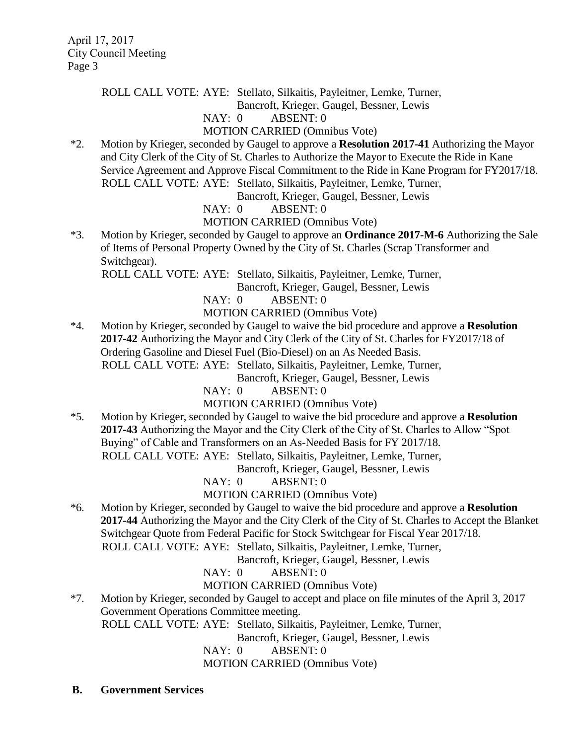ROLL CALL VOTE: AYE: Stellato, Silkaitis, Payleitner, Lemke, Turner, Bancroft, Krieger, Gaugel, Bessner, Lewis

NAY: 0 ABSENT: 0

MOTION CARRIED (Omnibus Vote)

*2. Motion by Krieger, seconded by Gaugel to approve a **Resolution 2017-41** Authorizing the Mayor and City Clerk of the City of St. Charles to Authorize the Mayor to Execute the Ride in Kane Service Agreement and Approve Fiscal Commitment to the Ride in Kane Program for FY2017/18.

ROLL CALL VOTE: AYE: Stellato, Silkaitis, Payleitner, Lemke, Turner, Bancroft, Krieger, Gaugel, Bessner, Lewis

NAY: 0 ABSENT: 0

MOTION CARRIED (Omnibus Vote)

*3. Motion by Krieger, seconded by Gaugel to approve an **Ordinance 2017-M-6** Authorizing the Sale of Items of Personal Property Owned by the City of St. Charles (Scrap Transformer and Switchgear).

ROLL CALL VOTE: AYE: Stellato, Silkaitis, Payleitner, Lemke, Turner, Bancroft, Krieger, Gaugel, Bessner, Lewis

NAY: 0 ABSENT: 0

MOTION CARRIED (Omnibus Vote)

*4. Motion by Krieger, seconded by Gaugel to waive the bid procedure and approve a **Resolution 2017-42** Authorizing the Mayor and City Clerk of the City of St. Charles for FY2017/18 of Ordering Gasoline and Diesel Fuel (Bio-Diesel) on an As Needed Basis.

ROLL CALL VOTE: AYE: Stellato, Silkaitis, Payleitner, Lemke, Turner, Bancroft, Krieger, Gaugel, Bessner, Lewis

NAY: 0 ABSENT: 0

MOTION CARRIED (Omnibus Vote)

*5. Motion by Krieger, seconded by Gaugel to waive the bid procedure and approve a **Resolution 2017-43** Authorizing the Mayor and the City Clerk of the City of St. Charles to Allow "Spot Buying" of Cable and Transformers on an As-Needed Basis for FY 2017/18.

ROLL CALL VOTE: AYE: Stellato, Silkaitis, Payleitner, Lemke, Turner, Bancroft, Krieger, Gaugel, Bessner, Lewis

NAY: 0 ABSENT: 0

MOTION CARRIED (Omnibus Vote)

*6. Motion by Krieger, seconded by Gaugel to waive the bid procedure and approve a **Resolution 2017-44** Authorizing the Mayor and the City Clerk of the City of St. Charles to Accept the Blanket Switchgear Quote from Federal Pacific for Stock Switchgear for Fiscal Year 2017/18.

ROLL CALL VOTE: AYE: Stellato, Silkaitis, Payleitner, Lemke, Turner, Bancroft, Krieger, Gaugel, Bessner, Lewis

NAY: 0 ABSENT: 0

MOTION CARRIED (Omnibus Vote)

*7. Motion by Krieger, seconded by Gaugel to accept and place on file minutes of the April 3, 2017 Government Operations Committee meeting.

ROLL CALL VOTE: AYE: Stellato, Silkaitis, Payleitner, Lemke, Turner, Bancroft, Krieger, Gaugel, Bessner, Lewis

NAY: 0 ABSENT: 0

MOTION CARRIED (Omnibus Vote)

**B. Government Services**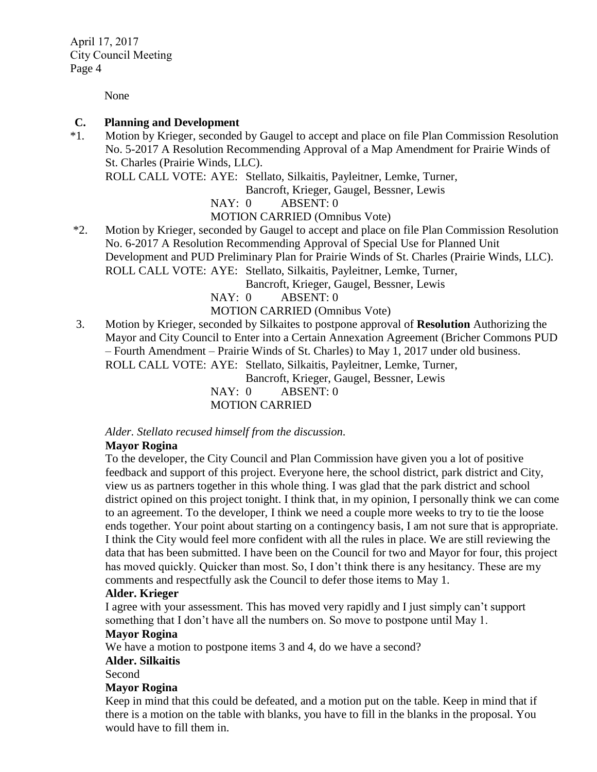None

**C. Planning and Development**

*1. Motion by Krieger, seconded by Gaugel to accept and place on file Plan Commission Resolution No. 5-2017 A Resolution Recommending Approval of a Map Amendment for Prairie Winds of St. Charles (Prairie Winds, LLC).

ROLL CALL VOTE: AYE: Stellato, Silkaitis, Payleitner, Lemke, Turner, Bancroft, Krieger, Gaugel, Bessner, Lewis
NAY: 0 ABSENT: 0
MOTION CARRIED (Omnibus Vote)

*2. Motion by Krieger, seconded by Gaugel to accept and place on file Plan Commission Resolution No. 6-2017 A Resolution Recommending Approval of Special Use for Planned Unit Development and PUD Preliminary Plan for Prairie Winds of St. Charles (Prairie Winds, LLC).

ROLL CALL VOTE: AYE: Stellato, Silkaitis, Payleitner, Lemke, Turner, Bancroft, Krieger, Gaugel, Bessner, Lewis
NAY: 0 ABSENT: 0
MOTION CARRIED (Omnibus Vote)

3. Motion by Krieger, seconded by Silkaites to postpone approval of **Resolution** Authorizing the Mayor and City Council to Enter into a Certain Annexation Agreement (Bricher Commons PUD – Fourth Amendment – Prairie Winds of St. Charles) to May 1, 2017 under old business.

ROLL CALL VOTE: AYE: Stellato, Silkaitis, Payleitner, Lemke, Turner, Bancroft, Krieger, Gaugel, Bessner, Lewis
NAY: 0 ABSENT: 0
MOTION CARRIED

*Alder. Stellato recused himself from the discussion.*

**Mayor Rogina**
To the developer, the City Council and Plan Commission have given you a lot of positive feedback and support of this project. Everyone here, the school district, park district and City, view us as partners together in this whole thing. I was glad that the park district and school district opined on this project tonight. I think that, in my opinion, I personally think we can come to an agreement. To the developer, I think we need a couple more weeks to try to tie the loose ends together. Your point about starting on a contingency basis, I am not sure that is appropriate. I think the City would feel more confident with all the rules in place. We are still reviewing the data that has been submitted. I have been on the Council for two and Mayor for four, this project has moved quickly. Quicker than most. So, I don't think there is any hesitancy. These are my comments and respectfully ask the Council to defer those items to May 1.

**Alder. Krieger**
I agree with your assessment. This has moved very rapidly and I just simply can't support something that I don't have all the numbers on. So move to postpone until May 1.

**Mayor Rogina**
We have a motion to postpone items 3 and 4, do we have a second?

**Alder. Silkaitis**
Second

**Mayor Rogina**
Keep in mind that this could be defeated, and a motion put on the table. Keep in mind that if there is a motion on the table with blanks, you have to fill in the blanks in the proposal. You would have to fill them in.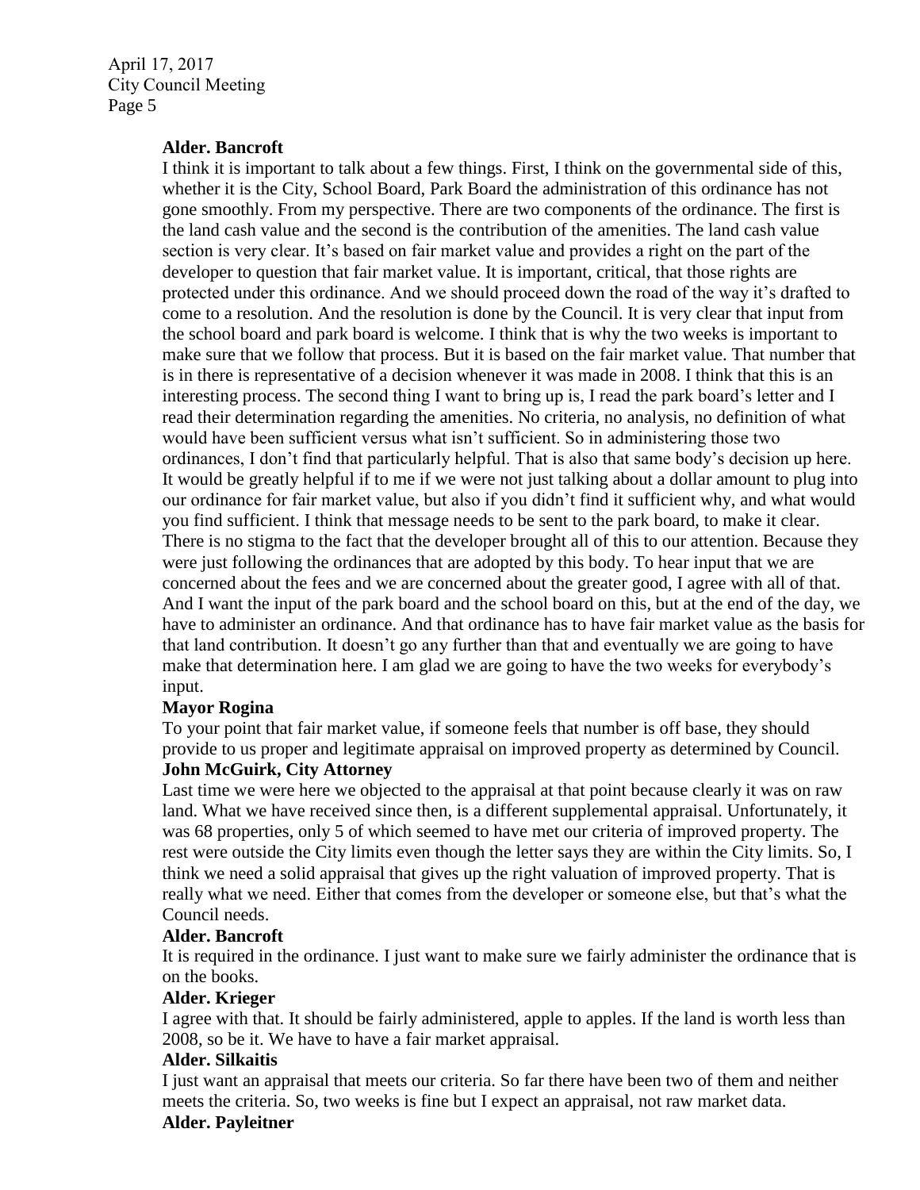**Alder. Bancroft**

I think it is important to talk about a few things. First, I think on the governmental side of this, whether it is the City, School Board, Park Board the administration of this ordinance has not gone smoothly. From my perspective. There are two components of the ordinance. The first is the land cash value and the second is the contribution of the amenities. The land cash value section is very clear. It's based on fair market value and provides a right on the part of the developer to question that fair market value. It is important, critical, that those rights are protected under this ordinance. And we should proceed down the road of the way it's drafted to come to a resolution. And the resolution is done by the Council. It is very clear that input from the school board and park board is welcome. I think that is why the two weeks is important to make sure that we follow that process. But it is based on the fair market value. That number that is in there is representative of a decision whenever it was made in 2008. I think that this is an interesting process. The second thing I want to bring up is, I read the park board's letter and I read their determination regarding the amenities. No criteria, no analysis, no definition of what would have been sufficient versus what isn't sufficient. So in administering those two ordinances, I don't find that particularly helpful. That is also that same body's decision up here. It would be greatly helpful if to me if we were not just talking about a dollar amount to plug into our ordinance for fair market value, but also if you didn't find it sufficient why, and what would you find sufficient. I think that message needs to be sent to the park board, to make it clear. There is no stigma to the fact that the developer brought all of this to our attention. Because they were just following the ordinances that are adopted by this body. To hear input that we are concerned about the fees and we are concerned about the greater good, I agree with all of that. And I want the input of the park board and the school board on this, but at the end of the day, we have to administer an ordinance. And that ordinance has to have fair market value as the basis for that land contribution. It doesn't go any further than that and eventually we are going to have make that determination here. I am glad we are going to have the two weeks for everybody's input.

**Mayor Rogina**

To your point that fair market value, if someone feels that number is off base, they should provide to us proper and legitimate appraisal on improved property as determined by Council.

**John McGuirk, City Attorney**

Last time we were here we objected to the appraisal at that point because clearly it was on raw land. What we have received since then, is a different supplemental appraisal. Unfortunately, it was 68 properties, only 5 of which seemed to have met our criteria of improved property. The rest were outside the City limits even though the letter says they are within the City limits. So, I think we need a solid appraisal that gives up the right valuation of improved property. That is really what we need. Either that comes from the developer or someone else, but that's what the Council needs.

**Alder. Bancroft**

It is required in the ordinance. I just want to make sure we fairly administer the ordinance that is on the books.

**Alder. Krieger**

I agree with that. It should be fairly administered, apple to apples. If the land is worth less than 2008, so be it. We have to have a fair market appraisal.

**Alder. Silkaitis**

I just want an appraisal that meets our criteria. So far there have been two of them and neither meets the criteria. So, two weeks is fine but I expect an appraisal, not raw market data.

**Alder. Payleitner**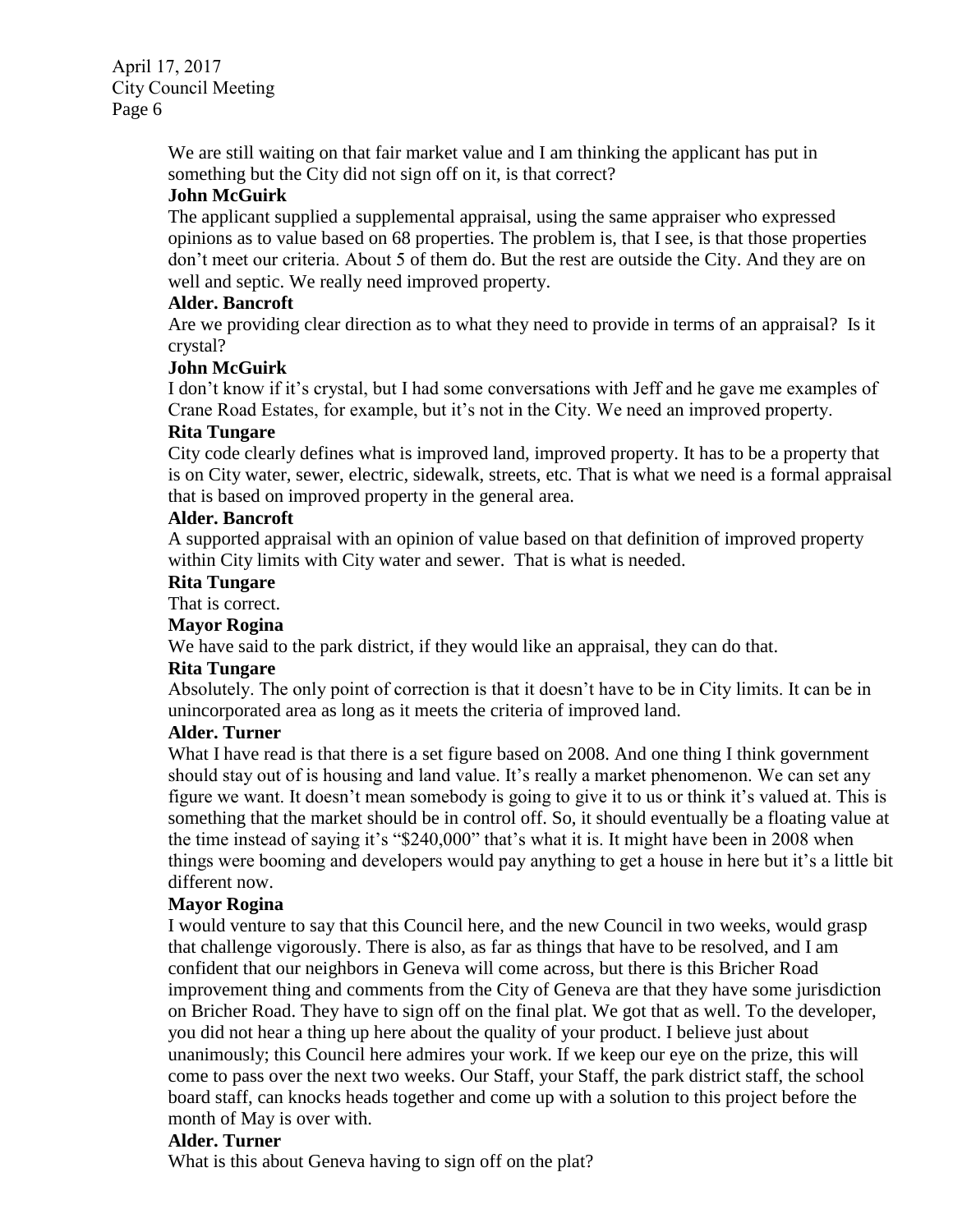We are still waiting on that fair market value and I am thinking the applicant has put in something but the City did not sign off on it, is that correct?

**John McGuirk**

The applicant supplied a supplemental appraisal, using the same appraiser who expressed opinions as to value based on 68 properties. The problem is, that I see, is that those properties don't meet our criteria. About 5 of them do. But the rest are outside the City. And they are on well and septic. We really need improved property.

**Alder. Bancroft**

Are we providing clear direction as to what they need to provide in terms of an appraisal? Is it crystal?

**John McGuirk**

I don't know if it's crystal, but I had some conversations with Jeff and he gave me examples of Crane Road Estates, for example, but it's not in the City. We need an improved property.

**Rita Tungare**

City code clearly defines what is improved land, improved property. It has to be a property that is on City water, sewer, electric, sidewalk, streets, etc. That is what we need is a formal appraisal that is based on improved property in the general area.

**Alder. Bancroft**

A supported appraisal with an opinion of value based on that definition of improved property within City limits with City water and sewer. That is what is needed.

**Rita Tungare**

That is correct.

**Mayor Rogina**

We have said to the park district, if they would like an appraisal, they can do that.

**Rita Tungare**

Absolutely. The only point of correction is that it doesn't have to be in City limits. It can be in unincorporated area as long as it meets the criteria of improved land.

**Alder. Turner**

What I have read is that there is a set figure based on 2008. And one thing I think government should stay out of is housing and land value. It's really a market phenomenon. We can set any figure we want. It doesn't mean somebody is going to give it to us or think it's valued at. This is something that the market should be in control off. So, it should eventually be a floating value at the time instead of saying it's "$240,000" that's what it is. It might have been in 2008 when things were booming and developers would pay anything to get a house in here but it's a little bit different now.

**Mayor Rogina**

I would venture to say that this Council here, and the new Council in two weeks, would grasp that challenge vigorously. There is also, as far as things that have to be resolved, and I am confident that our neighbors in Geneva will come across, but there is this Bricher Road improvement thing and comments from the City of Geneva are that they have some jurisdiction on Bricher Road. They have to sign off on the final plat. We got that as well. To the developer, you did not hear a thing up here about the quality of your product. I believe just about unanimously; this Council here admires your work. If we keep our eye on the prize, this will come to pass over the next two weeks. Our Staff, your Staff, the park district staff, the school board staff, can knocks heads together and come up with a solution to this project before the month of May is over with.

**Alder. Turner**

What is this about Geneva having to sign off on the plat?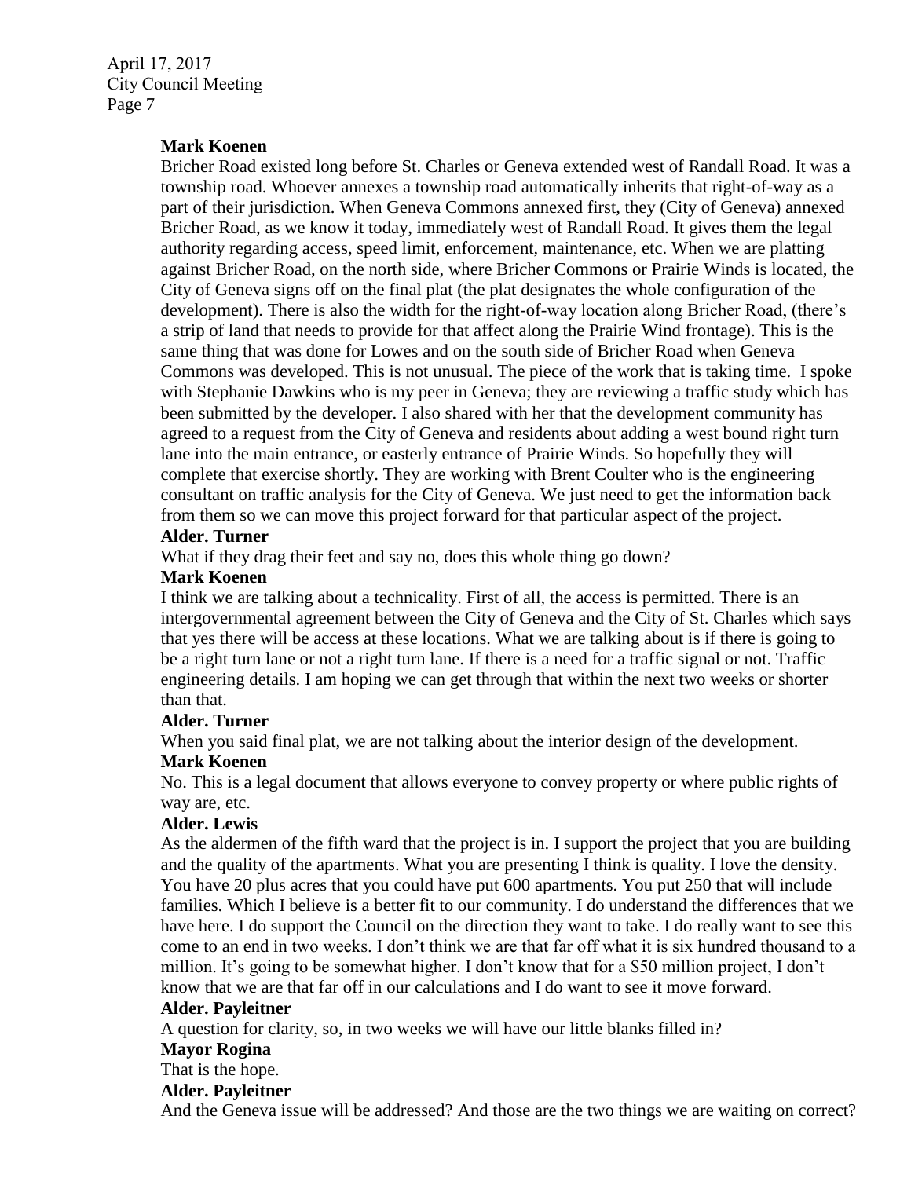**Mark Koenen**

Bricher Road existed long before St. Charles or Geneva extended west of Randall Road. It was a township road. Whoever annexes a township road automatically inherits that right-of-way as a part of their jurisdiction. When Geneva Commons annexed first, they (City of Geneva) annexed Bricher Road, as we know it today, immediately west of Randall Road. It gives them the legal authority regarding access, speed limit, enforcement, maintenance, etc. When we are platting against Bricher Road, on the north side, where Bricher Commons or Prairie Winds is located, the City of Geneva signs off on the final plat (the plat designates the whole configuration of the development). There is also the width for the right-of-way location along Bricher Road, (there's a strip of land that needs to provide for that affect along the Prairie Wind frontage). This is the same thing that was done for Lowes and on the south side of Bricher Road when Geneva Commons was developed. This is not unusual. The piece of the work that is taking time. I spoke with Stephanie Dawkins who is my peer in Geneva; they are reviewing a traffic study which has been submitted by the developer. I also shared with her that the development community has agreed to a request from the City of Geneva and residents about adding a west bound right turn lane into the main entrance, or easterly entrance of Prairie Winds. So hopefully they will complete that exercise shortly. They are working with Brent Coulter who is the engineering consultant on traffic analysis for the City of Geneva. We just need to get the information back from them so we can move this project forward for that particular aspect of the project.

**Alder. Turner**

What if they drag their feet and say no, does this whole thing go down?

**Mark Koenen**

I think we are talking about a technicality. First of all, the access is permitted. There is an intergovernmental agreement between the City of Geneva and the City of St. Charles which says that yes there will be access at these locations. What we are talking about is if there is going to be a right turn lane or not a right turn lane. If there is a need for a traffic signal or not. Traffic engineering details. I am hoping we can get through that within the next two weeks or shorter than that.

**Alder. Turner**

When you said final plat, we are not talking about the interior design of the development.

**Mark Koenen**

No. This is a legal document that allows everyone to convey property or where public rights of way are, etc.

**Alder. Lewis**

As the aldermen of the fifth ward that the project is in. I support the project that you are building and the quality of the apartments. What you are presenting I think is quality. I love the density. You have 20 plus acres that you could have put 600 apartments. You put 250 that will include families. Which I believe is a better fit to our community. I do understand the differences that we have here. I do support the Council on the direction they want to take. I do really want to see this come to an end in two weeks. I don't think we are that far off what it is six hundred thousand to a million. It's going to be somewhat higher. I don't know that for a $50 million project, I don't know that we are that far off in our calculations and I do want to see it move forward.

**Alder. Payleitner**

A question for clarity, so, in two weeks we will have our little blanks filled in?

**Mayor Rogina**

That is the hope.

**Alder. Payleitner**

And the Geneva issue will be addressed? And those are the two things we are waiting on correct?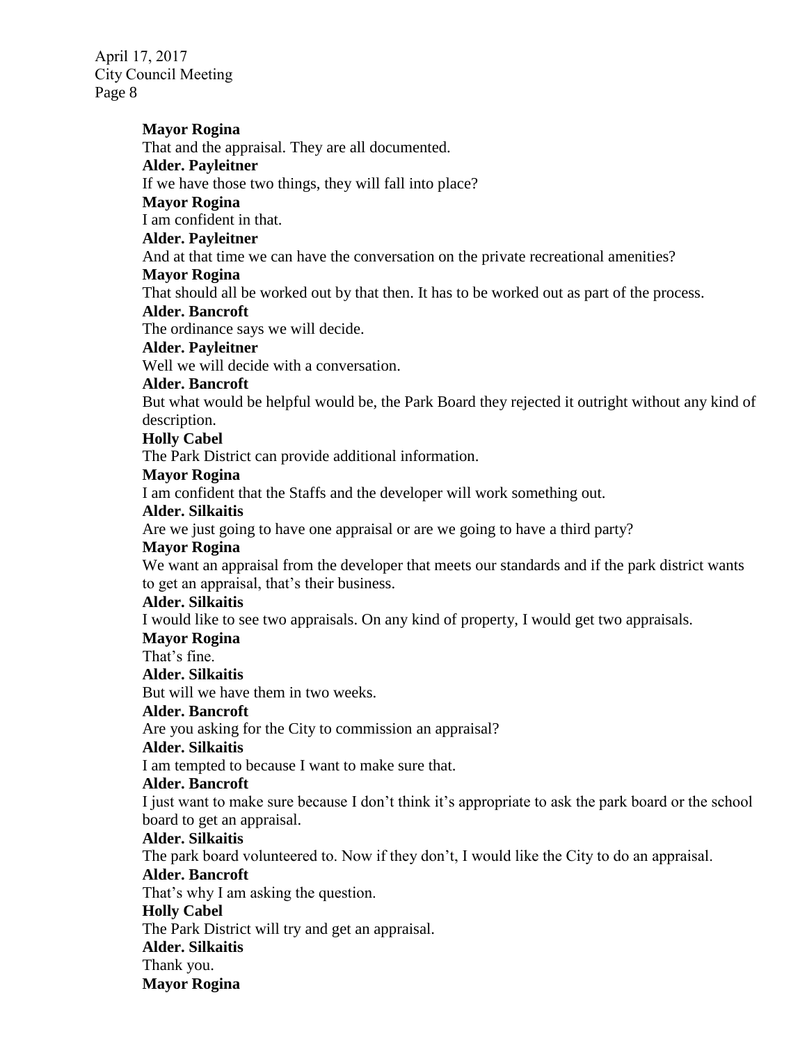**Mayor Rogina**

That and the appraisal. They are all documented.

**Alder. Payleitner**

If we have those two things, they will fall into place?

**Mayor Rogina**

I am confident in that.

**Alder. Payleitner**

And at that time we can have the conversation on the private recreational amenities?

**Mayor Rogina**

That should all be worked out by that then. It has to be worked out as part of the process.

**Alder. Bancroft**

The ordinance says we will decide.

**Alder. Payleitner**

Well we will decide with a conversation.

**Alder. Bancroft**

But what would be helpful would be, the Park Board they rejected it outright without any kind of description.

**Holly Cabel**

The Park District can provide additional information.

**Mayor Rogina**

I am confident that the Staffs and the developer will work something out.

**Alder. Silkaitis**

Are we just going to have one appraisal or are we going to have a third party?

**Mayor Rogina**

We want an appraisal from the developer that meets our standards and if the park district wants to get an appraisal, that's their business.

**Alder. Silkaitis**

I would like to see two appraisals. On any kind of property, I would get two appraisals.

**Mayor Rogina**

That's fine.

**Alder. Silkaitis**

But will we have them in two weeks.

**Alder. Bancroft**

Are you asking for the City to commission an appraisal?

**Alder. Silkaitis**

I am tempted to because I want to make sure that.

**Alder. Bancroft**

I just want to make sure because I don't think it's appropriate to ask the park board or the school board to get an appraisal.

**Alder. Silkaitis**

The park board volunteered to. Now if they don't, I would like the City to do an appraisal.

**Alder. Bancroft**

That's why I am asking the question.

**Holly Cabel**

The Park District will try and get an appraisal.

**Alder. Silkaitis**

Thank you.

**Mayor Rogina**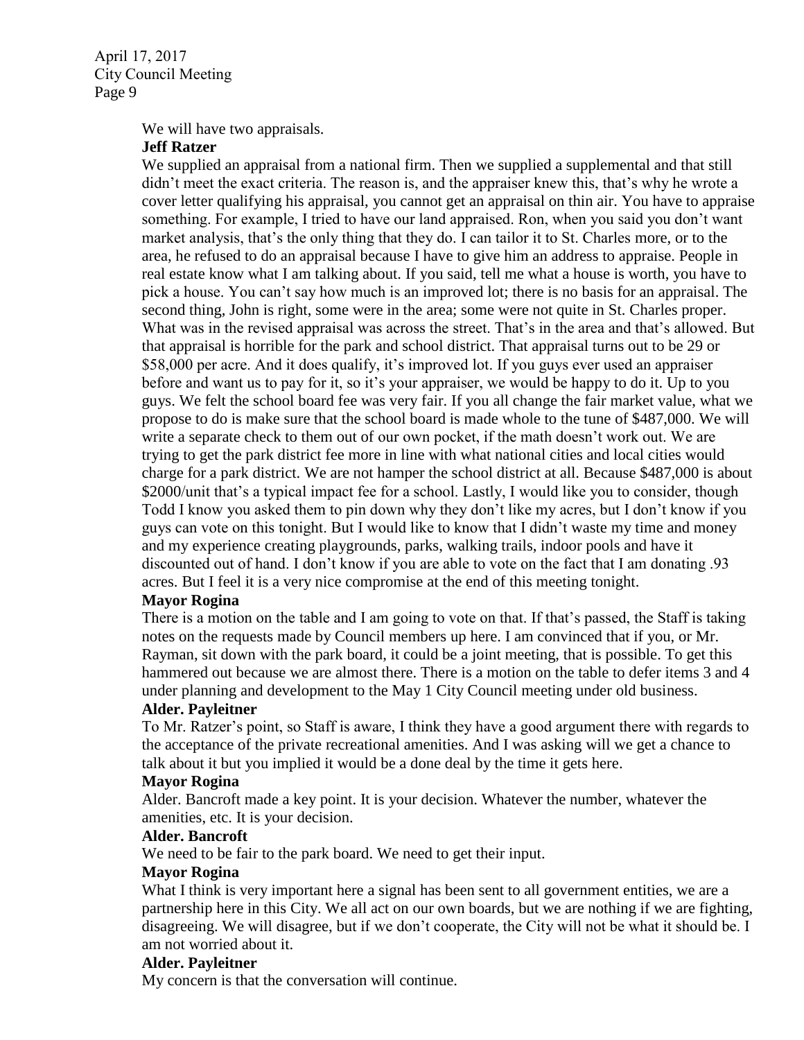We will have two appraisals.

**Jeff Ratzer**

We supplied an appraisal from a national firm. Then we supplied a supplemental and that still didn't meet the exact criteria. The reason is, and the appraiser knew this, that's why he wrote a cover letter qualifying his appraisal, you cannot get an appraisal on thin air. You have to appraise something. For example, I tried to have our land appraised. Ron, when you said you don't want market analysis, that's the only thing that they do. I can tailor it to St. Charles more, or to the area, he refused to do an appraisal because I have to give him an address to appraise. People in real estate know what I am talking about. If you said, tell me what a house is worth, you have to pick a house. You can't say how much is an improved lot; there is no basis for an appraisal. The second thing, John is right, some were in the area; some were not quite in St. Charles proper. What was in the revised appraisal was across the street. That's in the area and that's allowed. But that appraisal is horrible for the park and school district. That appraisal turns out to be 29 or \$58,000 per acre. And it does qualify, it's improved lot. If you guys ever used an appraiser before and want us to pay for it, so it's your appraiser, we would be happy to do it. Up to you guys. We felt the school board fee was very fair. If you all change the fair market value, what we propose to do is make sure that the school board is made whole to the tune of \$487,000. We will write a separate check to them out of our own pocket, if the math doesn't work out. We are trying to get the park district fee more in line with what national cities and local cities would charge for a park district. We are not hamper the school district at all. Because \$487,000 is about \$2000/unit that's a typical impact fee for a school. Lastly, I would like you to consider, though Todd I know you asked them to pin down why they don't like my acres, but I don't know if you guys can vote on this tonight. But I would like to know that I didn't waste my time and money and my experience creating playgrounds, parks, walking trails, indoor pools and have it discounted out of hand. I don't know if you are able to vote on the fact that I am donating .93 acres. But I feel it is a very nice compromise at the end of this meeting tonight.

**Mayor Rogina**

There is a motion on the table and I am going to vote on that. If that's passed, the Staff is taking notes on the requests made by Council members up here. I am convinced that if you, or Mr. Rayman, sit down with the park board, it could be a joint meeting, that is possible. To get this hammered out because we are almost there. There is a motion on the table to defer items 3 and 4 under planning and development to the May 1 City Council meeting under old business.

**Alder. Payleitner**

To Mr. Ratzer's point, so Staff is aware, I think they have a good argument there with regards to the acceptance of the private recreational amenities. And I was asking will we get a chance to talk about it but you implied it would be a done deal by the time it gets here.

**Mayor Rogina**

Alder. Bancroft made a key point. It is your decision. Whatever the number, whatever the amenities, etc. It is your decision.

**Alder. Bancroft**

We need to be fair to the park board. We need to get their input.

**Mayor Rogina**

What I think is very important here a signal has been sent to all government entities, we are a partnership here in this City. We all act on our own boards, but we are nothing if we are fighting, disagreeing. We will disagree, but if we don't cooperate, the City will not be what it should be. I am not worried about it.

**Alder. Payleitner**

My concern is that the conversation will continue.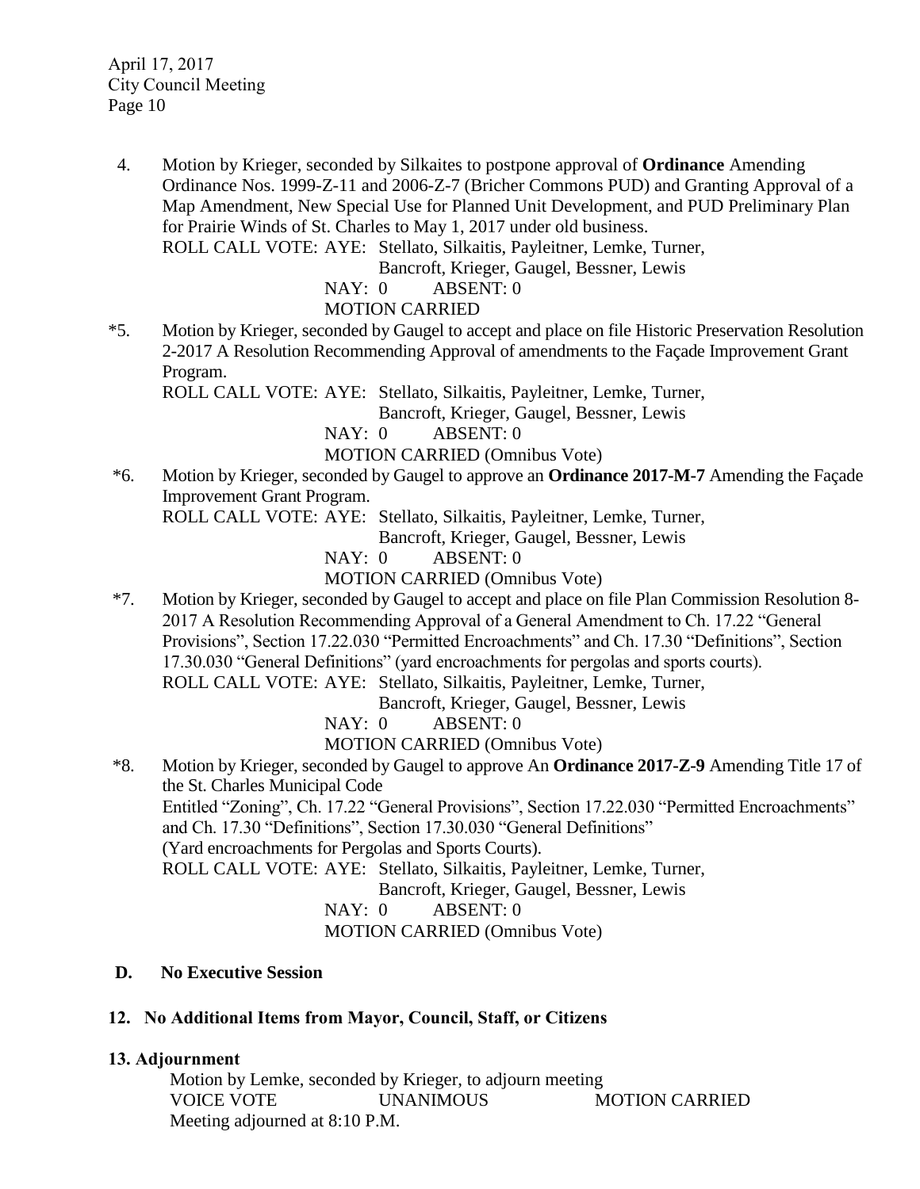4. Motion by Krieger, seconded by Silkaites to postpone approval of **Ordinance** Amending Ordinance Nos. 1999-Z-11 and 2006-Z-7 (Bricher Commons PUD) and Granting Approval of a Map Amendment, New Special Use for Planned Unit Development, and PUD Preliminary Plan for Prairie Winds of St. Charles to May 1, 2017 under old business.
   ROLL CALL VOTE: AYE: Stellato, Silkaitis, Payleitner, Lemke, Turner, Bancroft, Krieger, Gaugel, Bessner, Lewis
   NAY: 0 ABSENT: 0
   MOTION CARRIED

*5. Motion by Krieger, seconded by Gaugel to accept and place on file Historic Preservation Resolution 2-2017 A Resolution Recommending Approval of amendments to the Façade Improvement Grant Program.
   ROLL CALL VOTE: AYE: Stellato, Silkaitis, Payleitner, Lemke, Turner, Bancroft, Krieger, Gaugel, Bessner, Lewis
   NAY: 0 ABSENT: 0
   MOTION CARRIED (Omnibus Vote)

*6. Motion by Krieger, seconded by Gaugel to approve an **Ordinance 2017-M-7** Amending the Façade Improvement Grant Program.
   ROLL CALL VOTE: AYE: Stellato, Silkaitis, Payleitner, Lemke, Turner, Bancroft, Krieger, Gaugel, Bessner, Lewis
   NAY: 0 ABSENT: 0
   MOTION CARRIED (Omnibus Vote)

*7. Motion by Krieger, seconded by Gaugel to accept and place on file Plan Commission Resolution 8-2017 A Resolution Recommending Approval of a General Amendment to Ch. 17.22 "General Provisions", Section 17.22.030 "Permitted Encroachments" and Ch. 17.30 "Definitions", Section 17.30.030 "General Definitions" (yard encroachments for pergolas and sports courts).
   ROLL CALL VOTE: AYE: Stellato, Silkaitis, Payleitner, Lemke, Turner, Bancroft, Krieger, Gaugel, Bessner, Lewis
   NAY: 0 ABSENT: 0
   MOTION CARRIED (Omnibus Vote)

*8. Motion by Krieger, seconded by Gaugel to approve An **Ordinance 2017-Z-9** Amending Title 17 of the St. Charles Municipal Code
   Entitled "Zoning", Ch. 17.22 "General Provisions", Section 17.22.030 "Permitted Encroachments" and Ch. 17.30 "Definitions", Section 17.30.030 "General Definitions"
   (Yard encroachments for Pergolas and Sports Courts).
   ROLL CALL VOTE: AYE: Stellato, Silkaitis, Payleitner, Lemke, Turner, Bancroft, Krieger, Gaugel, Bessner, Lewis
   NAY: 0 ABSENT: 0
   MOTION CARRIED (Omnibus Vote)

**D. No Executive Session**

**12. No Additional Items from Mayor, Council, Staff, or Citizens**

**13. Adjournment**

Motion by Lemke, seconded by Krieger, to adjourn meeting
VOICE VOTE UNANIMOUS MOTION CARRIED
Meeting adjourned at 8:10 P.M.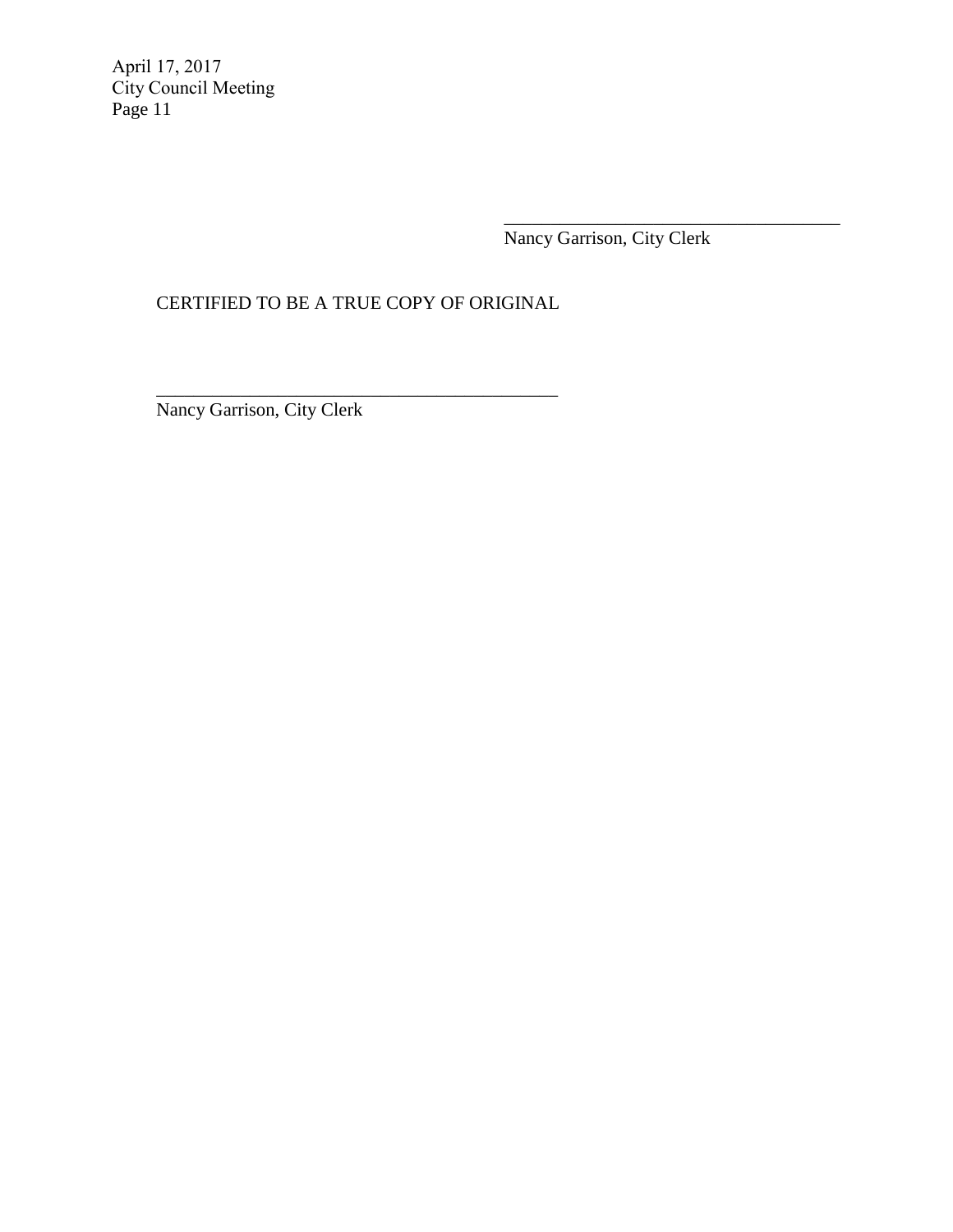\_\_\_\_\_\_\_\_\_\_\_\_\_\_\_\_\_\_\_\_\_\_\_\_\_\_\_\_\_\_\_\_\_\_\_\_
Nancy Garrison, City Clerk

CERTIFIED TO BE A TRUE COPY OF ORIGINAL

\_\_\_\_\_\_\_\_\_\_\_\_\_\_\_\_\_\_\_\_\_\_\_\_\_\_\_\_\_\_\_\_\_\_\_\_\_\_\_\_\_\_\_\_
Nancy Garrison, City Clerk